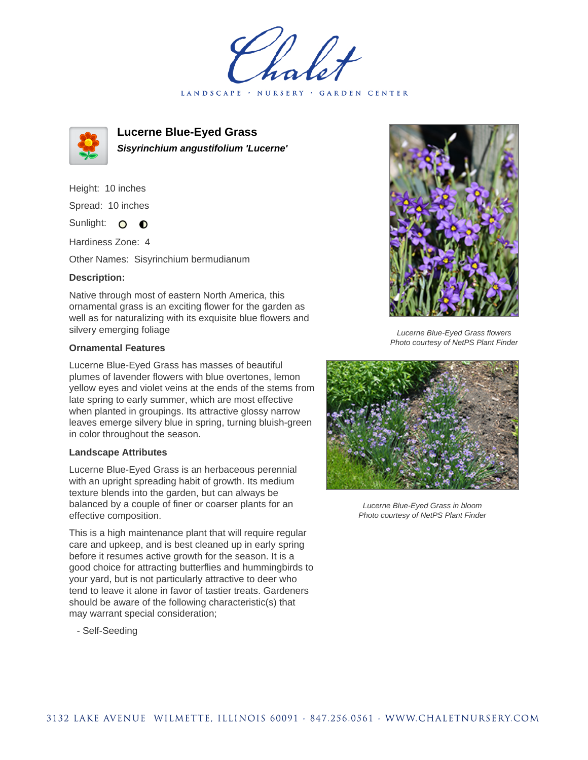# Chalet

LANDSCAPE · NURSERY · GARDEN CENTER

## Lucerne Blue-Eyed Grass

***Sisyrinchium angustifolium 'Lucerne'***

Height: 10 inches

Spread: 10 inches

Sunlight: ○ ◐

Hardiness Zone: 4

Other Names: Sisyrinchium bermudianum

### Description:

Native through most of eastern North America, this ornamental grass is an exciting flower for the garden as well as for naturalizing with its exquisite blue flowers and silvery emerging foliage

### Ornamental Features

Lucerne Blue-Eyed Grass has masses of beautiful plumes of lavender flowers with blue overtones, lemon yellow eyes and violet veins at the ends of the stems from late spring to early summer, which are most effective when planted in groupings. Its attractive glossy narrow leaves emerge silvery blue in spring, turning bluish-green in color throughout the season.

### Landscape Attributes

Lucerne Blue-Eyed Grass is an herbaceous perennial with an upright spreading habit of growth. Its medium texture blends into the garden, but can always be balanced by a couple of finer or coarser plants for an effective composition.

This is a high maintenance plant that will require regular care and upkeep, and is best cleaned up in early spring before it resumes active growth for the season. It is a good choice for attracting butterflies and hummingbirds to your yard, but is not particularly attractive to deer who tend to leave it alone in favor of tastier treats. Gardeners should be aware of the following characteristic(s) that may warrant special consideration;

- Self-Seeding

*Lucerne Blue-Eyed Grass flowers*
*Photo courtesy of NetPS Plant Finder*

*Lucerne Blue-Eyed Grass in bloom*
*Photo courtesy of NetPS Plant Finder*

3132 LAKE AVENUE WILMETTE, ILLINOIS 60091 · 847.256.0561 · WWW.CHALETNURSERY.COM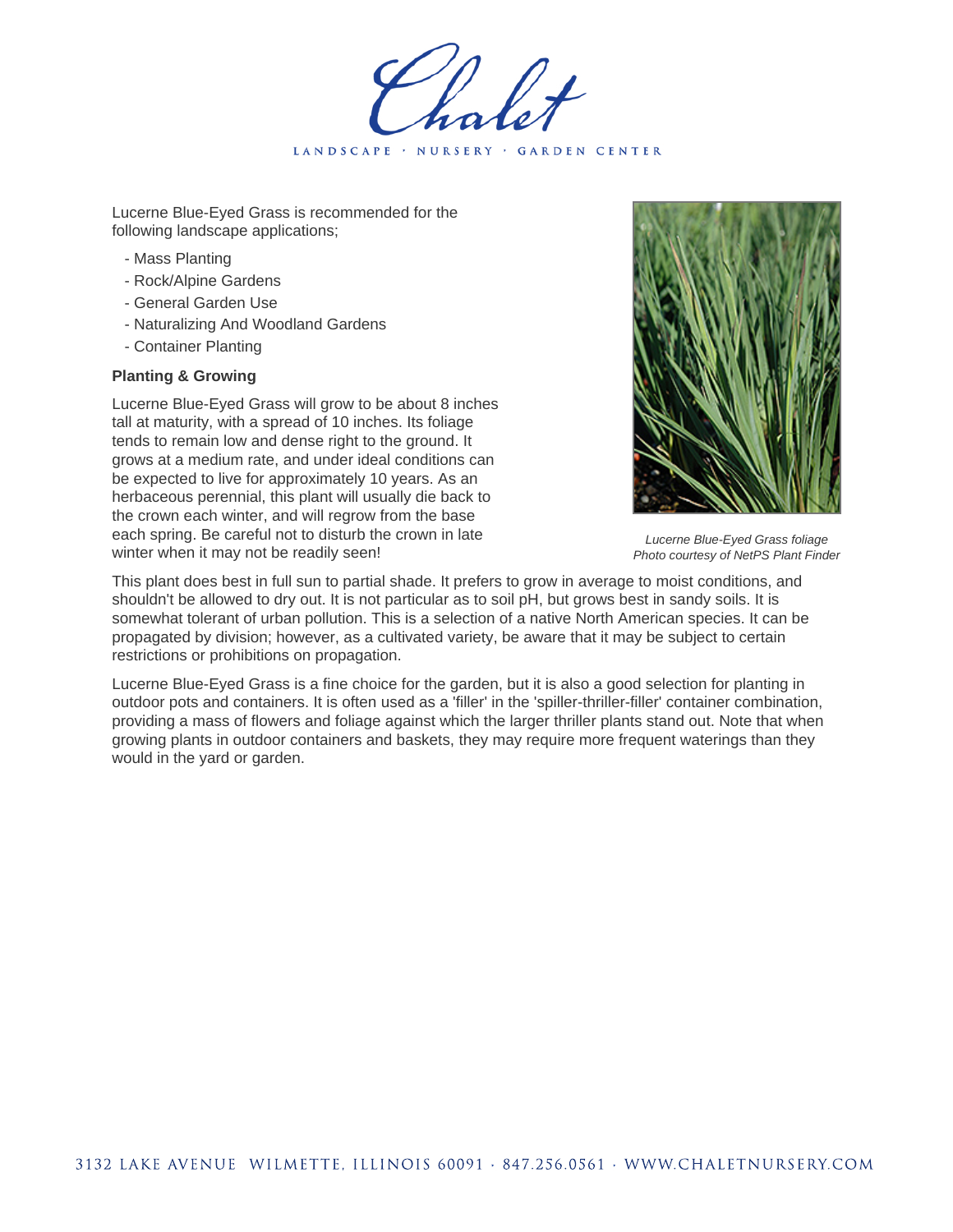Lucerne Blue-Eyed Grass is recommended for the following landscape applications;

- Mass Planting
- Rock/Alpine Gardens
- General Garden Use
- Naturalizing And Woodland Gardens
- Container Planting

**Planting & Growing**

Lucerne Blue-Eyed Grass will grow to be about 8 inches tall at maturity, with a spread of 10 inches. Its foliage tends to remain low and dense right to the ground. It grows at a medium rate, and under ideal conditions can be expected to live for approximately 10 years. As an herbaceous perennial, this plant will usually die back to the crown each winter, and will regrow from the base each spring. Be careful not to disturb the crown in late winter when it may not be readily seen!

*Lucerne Blue-Eyed Grass foliage*
*Photo courtesy of NetPS Plant Finder*

This plant does best in full sun to partial shade. It prefers to grow in average to moist conditions, and shouldn't be allowed to dry out. It is not particular as to soil pH, but grows best in sandy soils. It is somewhat tolerant of urban pollution. This is a selection of a native North American species. It can be propagated by division; however, as a cultivated variety, be aware that it may be subject to certain restrictions or prohibitions on propagation.

Lucerne Blue-Eyed Grass is a fine choice for the garden, but it is also a good selection for planting in outdoor pots and containers. It is often used as a 'filler' in the 'spiller-thriller-filler' container combination, providing a mass of flowers and foliage against which the larger thriller plants stand out. Note that when growing plants in outdoor containers and baskets, they may require more frequent waterings than they would in the yard or garden.